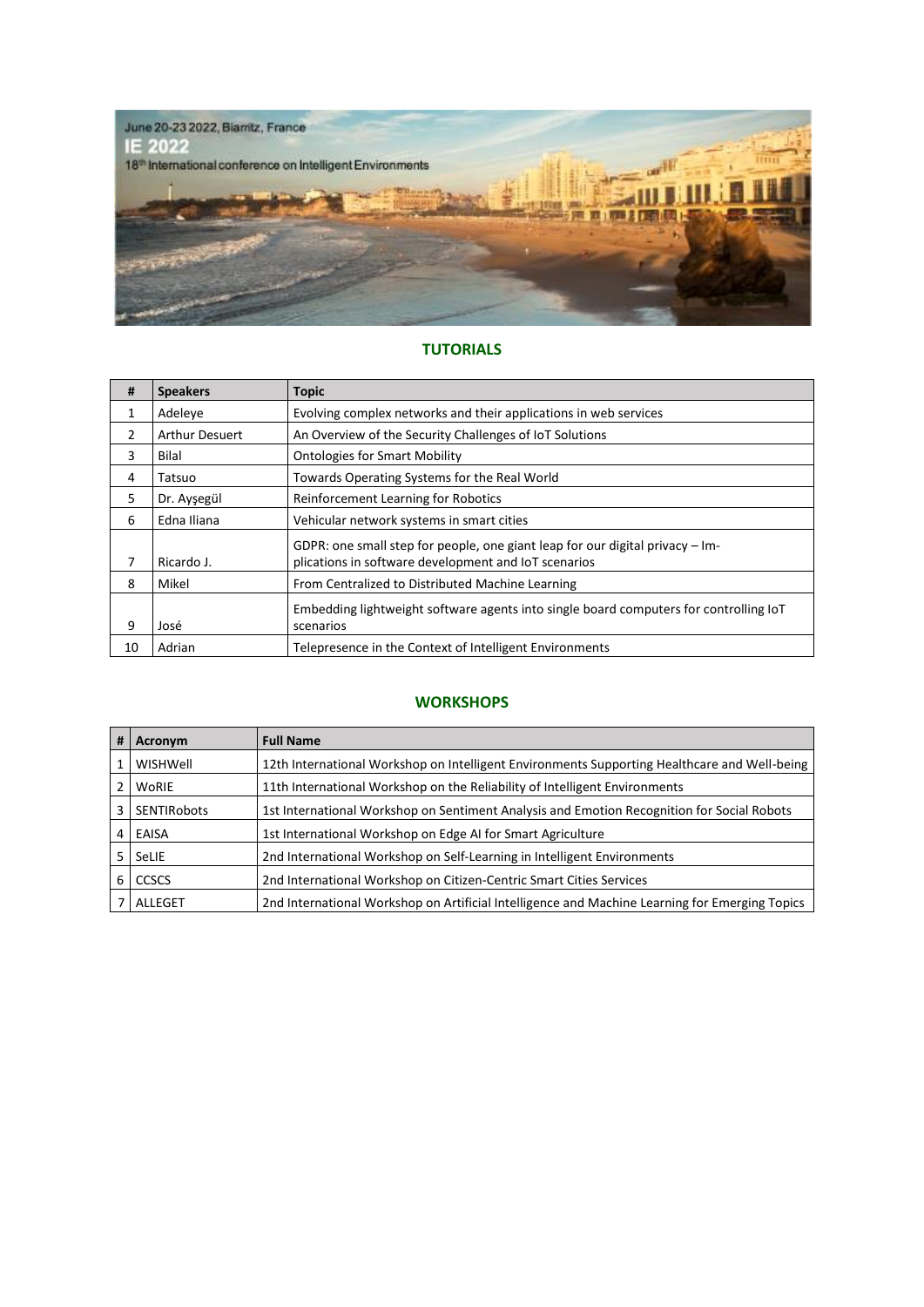June 20-23 2022, Biarritz, France

IE 2022

18th International conference on Intelligent Environments

## TUTORIALS

| # | Speakers | Topic |
|---|---|---|
| 1 | Adeleye | Evolving complex networks and their applications in web services |
| 2 | Arthur Desuert | An Overview of the Security Challenges of IoT Solutions |
| 3 | Bilal | Ontologies for Smart Mobility |
| 4 | Tatsuo | Towards Operating Systems for the Real World |
| 5 | Dr. Ayşegül | Reinforcement Learning for Robotics |
| 6 | Edna Iliana | Vehicular network systems in smart cities |
| 7 | Ricardo J. | GDPR: one small step for people, one giant leap for our digital privacy – Im-plications in software development and IoT scenarios |
| 8 | Mikel | From Centralized to Distributed Machine Learning |
| 9 | José | Embedding lightweight software agents into single board computers for controlling IoT scenarios |
| 10 | Adrian | Telepresence in the Context of Intelligent Environments |

## WORKSHOPS

| # | Acronym | Full Name |
|---|---|---|
| 1 | WISHWell | 12th International Workshop on Intelligent Environments Supporting Healthcare and Well-being |
| 2 | WoRIE | 11th International Workshop on the Reliability of Intelligent Environments |
| 3 | SENTIRobots | 1st International Workshop on Sentiment Analysis and Emotion Recognition for Social Robots |
| 4 | EAISA | 1st International Workshop on Edge AI for Smart Agriculture |
| 5 | SeLIE | 2nd International Workshop on Self-Learning in Intelligent Environments |
| 6 | CCSCS | 2nd International Workshop on Citizen-Centric Smart Cities Services |
| 7 | ALLEGET | 2nd International Workshop on Artificial Intelligence and Machine Learning for Emerging Topics |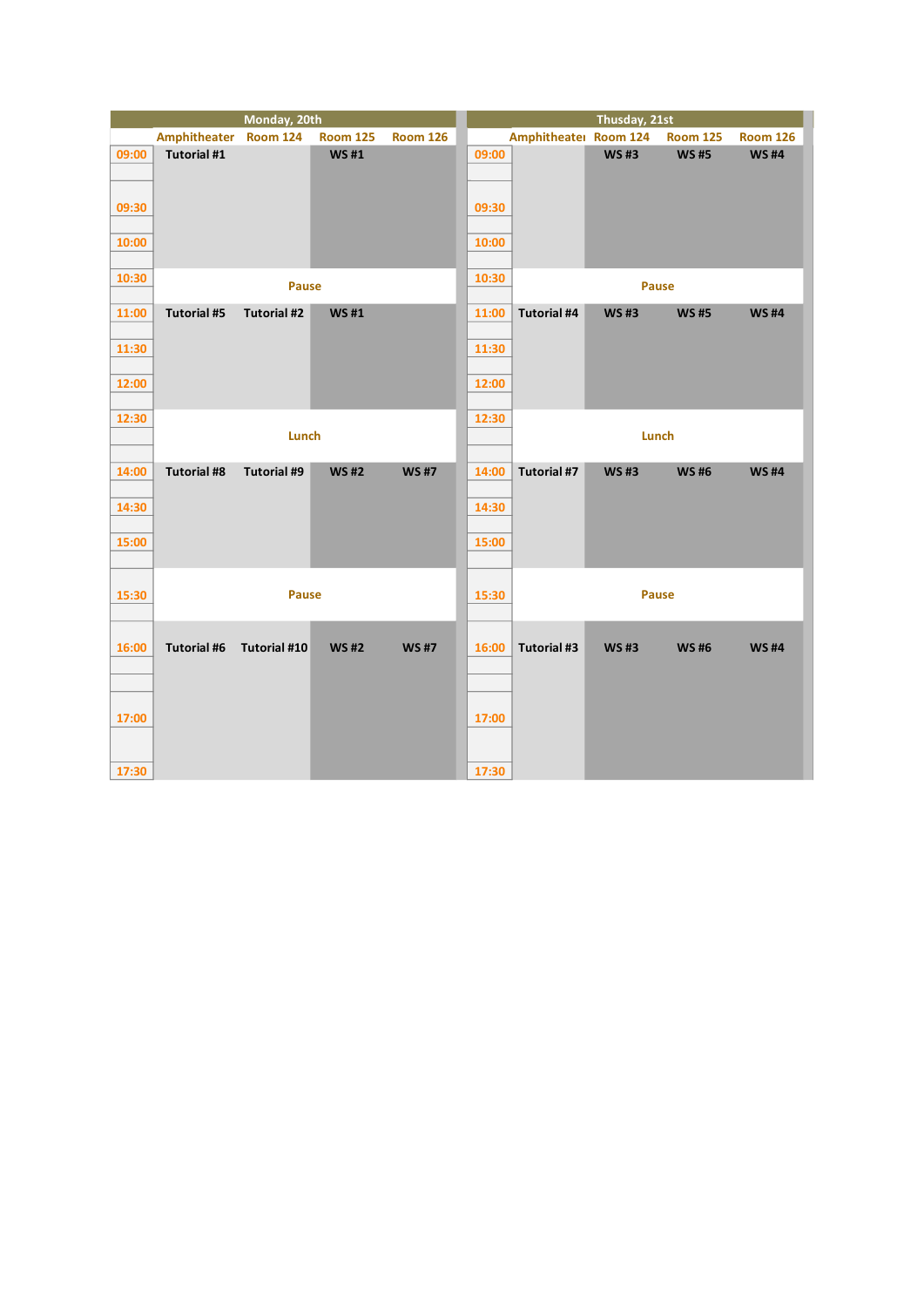| Monday, 20th | | | | |
|---|---|---|---|---|
| | Amphitheater | Room 124 | Room 125 | Room 126 |
| 09:00 | Tutorial #1 | | WS #1 | |
| 09:30 | | | | |
| 10:00 | | | | |
| 10:30 | Pause | | | |
| 11:00 | Tutorial #5 | Tutorial #2 | WS #1 | |
| 11:30 | | | | |
| 12:00 | | | | |
| 12:30 | Lunch | | | |
| 14:00 | Tutorial #8 | Tutorial #9 | WS #2 | WS #7 |
| 14:30 | | | | |
| 15:00 | | | | |
| 15:30 | Pause | | | |
| 16:00 | Tutorial #6 | Tutorial #10 | WS #2 | WS #7 |
| 17:00 | | | | |
| 17:30 | | | | |

| Thusday, 21st | | | | |
|---|---|---|---|---|
| | Amphitheater | Room 124 | Room 125 | Room 126 |
| 09:00 | | WS #3 | WS #5 | WS #4 |
| 09:30 | | | | |
| 10:00 | | | | |
| 10:30 | Pause | | | |
| 11:00 | Tutorial #4 | WS #3 | WS #5 | WS #4 |
| 11:30 | | | | |
| 12:00 | | | | |
| 12:30 | Lunch | | | |
| 14:00 | Tutorial #7 | WS #3 | WS #6 | WS #4 |
| 14:30 | | | | |
| 15:00 | | | | |
| 15:30 | Pause | | | |
| 16:00 | Tutorial #3 | WS #3 | WS #6 | WS #4 |
| 17:00 | | | | |
| 17:30 | | | | |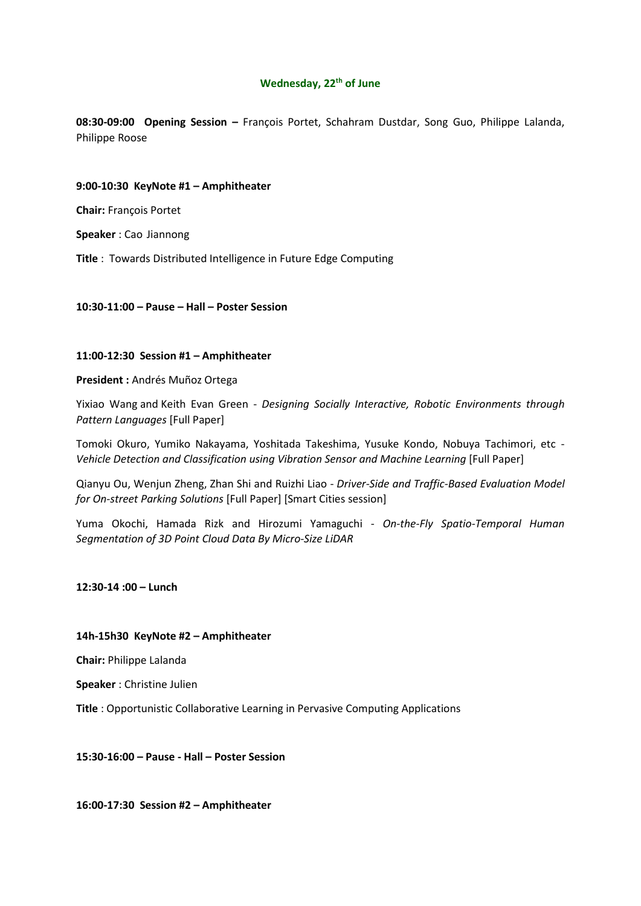### Wednesday, 22nd of June

**08:30-09:00 Opening Session –** François Portet, Schahram Dustdar, Song Guo, Philippe Lalanda, Philippe Roose

**9:00-10:30 KeyNote #1 – Amphitheater**

**Chair:** François Portet

**Speaker** : Cao Jiannong

**Title** : Towards Distributed Intelligence in Future Edge Computing

**10:30-11:00 – Pause – Hall – Poster Session**

**11:00-12:30 Session #1 – Amphitheater**

**President :** Andrés Muñoz Ortega

Yixiao Wang and Keith Evan Green - *Designing Socially Interactive, Robotic Environments through Pattern Languages* [Full Paper]

Tomoki Okuro, Yumiko Nakayama, Yoshitada Takeshima, Yusuke Kondo, Nobuya Tachimori, etc - *Vehicle Detection and Classification using Vibration Sensor and Machine Learning* [Full Paper]

Qianyu Ou, Wenjun Zheng, Zhan Shi and Ruizhi Liao - *Driver-Side and Traffic-Based Evaluation Model for On-street Parking Solutions* [Full Paper] [Smart Cities session]

Yuma Okochi, Hamada Rizk and Hirozumi Yamaguchi - *On-the-Fly Spatio-Temporal Human Segmentation of 3D Point Cloud Data By Micro-Size LiDAR*

**12:30-14 :00 – Lunch**

**14h-15h30 KeyNote #2 – Amphitheater**

**Chair:** Philippe Lalanda

**Speaker** : Christine Julien

**Title** : Opportunistic Collaborative Learning in Pervasive Computing Applications

**15:30-16:00 – Pause - Hall – Poster Session**

**16:00-17:30 Session #2 – Amphitheater**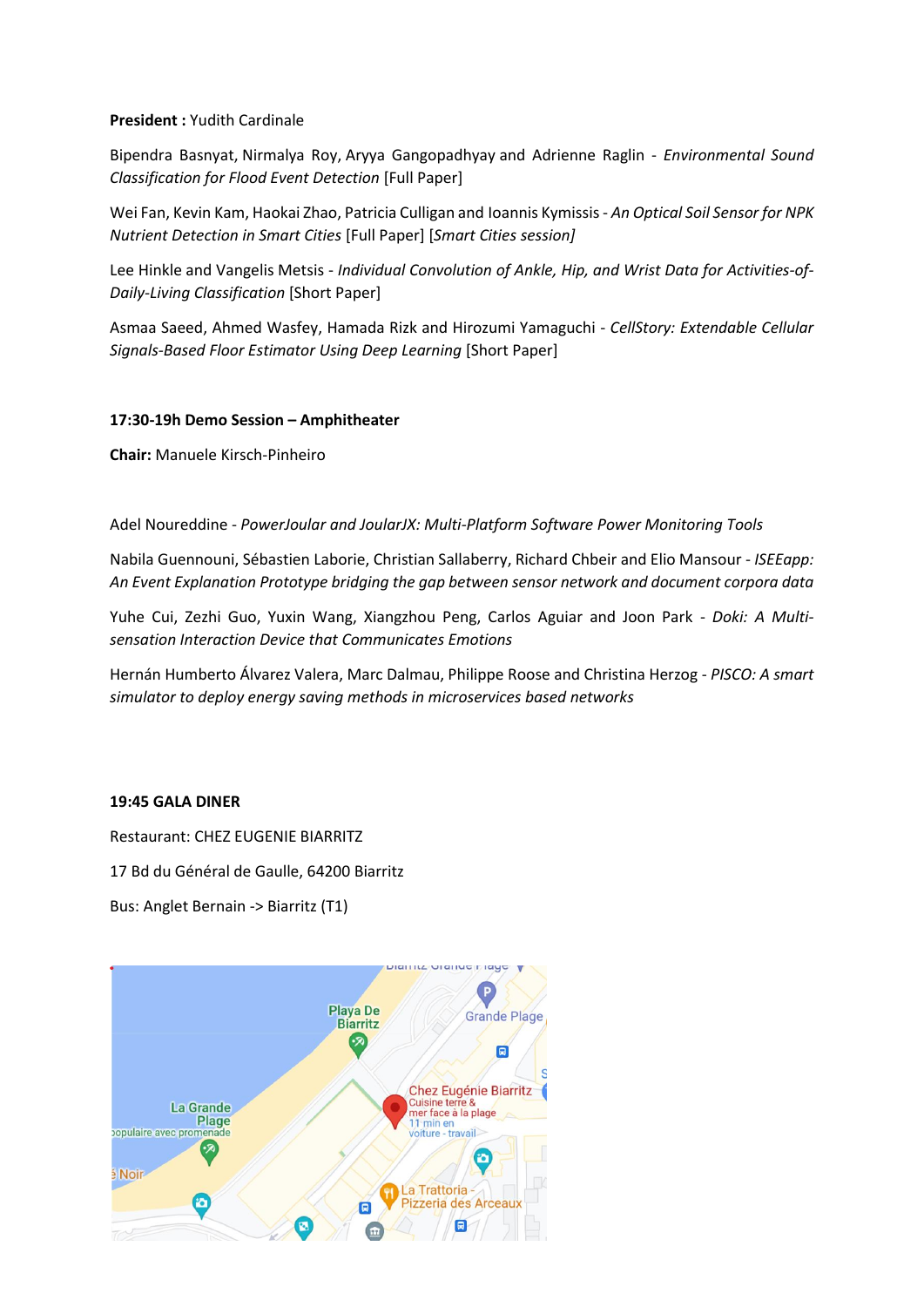**President :** Yudith Cardinale

Bipendra Basnyat, Nirmalya Roy, Aryya Gangopadhyay and Adrienne Raglin - *Environmental Sound Classification for Flood Event Detection* [Full Paper]

Wei Fan, Kevin Kam, Haokai Zhao, Patricia Culligan and Ioannis Kymissis - *An Optical Soil Sensor for NPK Nutrient Detection in Smart Cities* [Full Paper] [*Smart Cities session]*

Lee Hinkle and Vangelis Metsis - *Individual Convolution of Ankle, Hip, and Wrist Data for Activities-of-Daily-Living Classification* [Short Paper]

Asmaa Saeed, Ahmed Wasfey, Hamada Rizk and Hirozumi Yamaguchi - *CellStory: Extendable Cellular Signals-Based Floor Estimator Using Deep Learning* [Short Paper]

**17:30-19h Demo Session – Amphitheater**

**Chair:** Manuele Kirsch-Pinheiro

Adel Noureddine - *PowerJoular and JoularJX: Multi-Platform Software Power Monitoring Tools*

Nabila Guennouni, Sébastien Laborie, Christian Sallaberry, Richard Chbeir and Elio Mansour - *ISEEapp: An Event Explanation Prototype bridging the gap between sensor network and document corpora data*

Yuhe Cui, Zezhi Guo, Yuxin Wang, Xiangzhou Peng, Carlos Aguiar and Joon Park - *Doki: A Multi-sensation Interaction Device that Communicates Emotions*

Hernán Humberto Álvarez Valera, Marc Dalmau, Philippe Roose and Christina Herzog - *PISCO: A smart simulator to deploy energy saving methods in microservices based networks*

**19:45 GALA DINER**

Restaurant: CHEZ EUGENIE BIARRITZ

17 Bd du Général de Gaulle, 64200 Biarritz

Bus: Anglet Bernain -> Biarritz (T1)

Biarritz Grande Plage
Grande Plage
Playa De Biarritz
Chez Eugénie Biarritz
Cuisine terre & mer face à la plage
11 min en voiture - travail
La Grande Plage
populaire avec promenade
Noir
La Trattoria - Pizzeria des Arceaux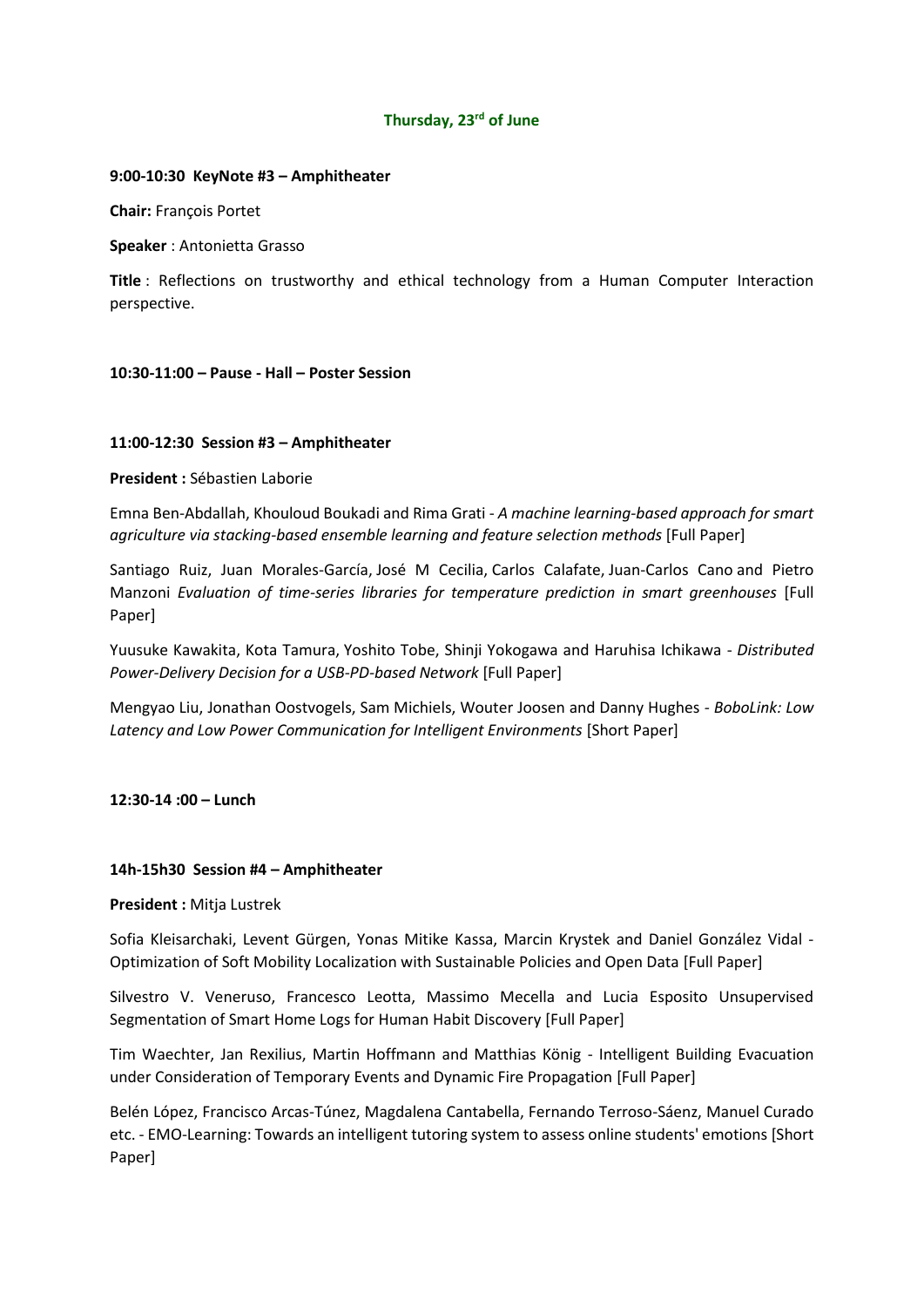## Thursday, 23rd of June

**9:00-10:30 KeyNote #3 – Amphitheater**

**Chair:** François Portet

**Speaker** : Antonietta Grasso

**Title** : Reflections on trustworthy and ethical technology from a Human Computer Interaction perspective.

**10:30-11:00 – Pause - Hall – Poster Session**

**11:00-12:30 Session #3 – Amphitheater**

**President :** Sébastien Laborie

Emna Ben-Abdallah, Khouloud Boukadi and Rima Grati - *A machine learning-based approach for smart agriculture via stacking-based ensemble learning and feature selection methods* [Full Paper]

Santiago Ruiz, Juan Morales-García, José M Cecilia, Carlos Calafate, Juan-Carlos Cano and Pietro Manzoni *Evaluation of time-series libraries for temperature prediction in smart greenhouses* [Full Paper]

Yuusuke Kawakita, Kota Tamura, Yoshito Tobe, Shinji Yokogawa and Haruhisa Ichikawa - *Distributed Power-Delivery Decision for a USB-PD-based Network* [Full Paper]

Mengyao Liu, Jonathan Oostvogels, Sam Michiels, Wouter Joosen and Danny Hughes - *BoboLink: Low Latency and Low Power Communication for Intelligent Environments* [Short Paper]

**12:30-14 :00 – Lunch**

**14h-15h30 Session #4 – Amphitheater**

**President :** Mitja Lustrek

Sofia Kleisarchaki, Levent Gürgen, Yonas Mitike Kassa, Marcin Krystek and Daniel González Vidal - Optimization of Soft Mobility Localization with Sustainable Policies and Open Data [Full Paper]

Silvestro V. Veneruso, Francesco Leotta, Massimo Mecella and Lucia Esposito Unsupervised Segmentation of Smart Home Logs for Human Habit Discovery [Full Paper]

Tim Waechter, Jan Rexilius, Martin Hoffmann and Matthias König - Intelligent Building Evacuation under Consideration of Temporary Events and Dynamic Fire Propagation [Full Paper]

Belén López, Francisco Arcas-Túnez, Magdalena Cantabella, Fernando Terroso-Sáenz, Manuel Curado etc. - EMO-Learning: Towards an intelligent tutoring system to assess online students' emotions [Short Paper]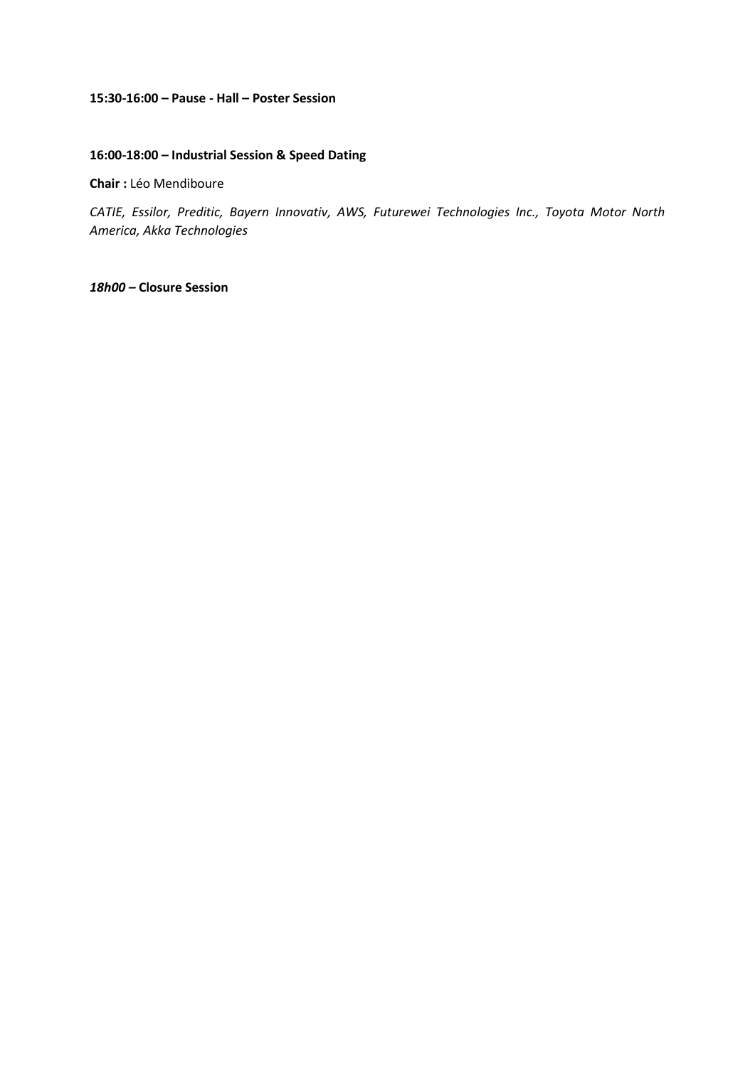**15:30-16:00 – Pause - Hall – Poster Session**

**16:00-18:00 – Industrial Session & Speed Dating**

**Chair :** Léo Mendiboure

*CATIE, Essilor, Preditic, Bayern Innovativ, AWS, Futurewei Technologies Inc., Toyota Motor North America, Akka Technologies*

***18h00* – Closure Session**